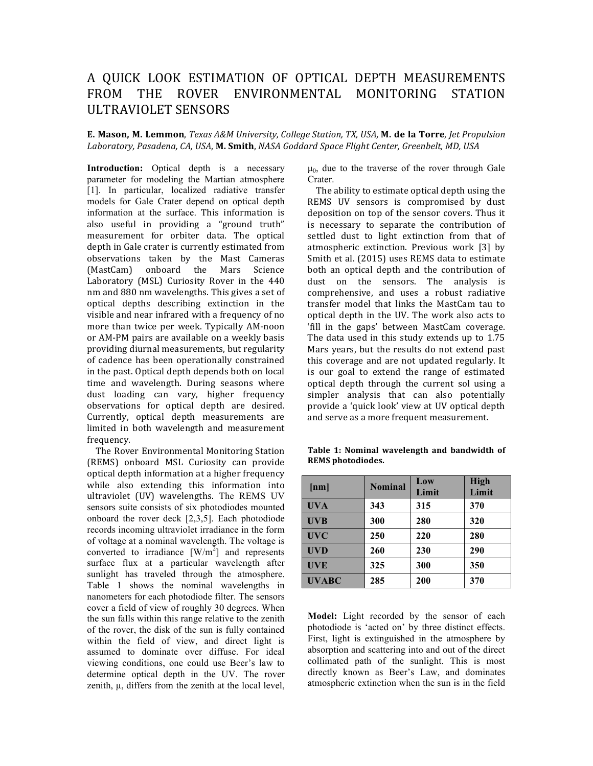# A QUICK LOOK ESTIMATION OF OPTICAL DEPTH MEASUREMENTS FROM THE ROVER ENVIRONMENTAL MONITORING STATION ULTRAVIOLET SENSORS

**E. Mason, M. Lemmon**, *Texas A&M University, College Station, TX, USA,* **M. de la Torre**, *Jet Propulsion Laboratory, Pasadena, CA, USA*, **M. Smith**, *NASA Goddard Space Flight Center, Greenbelt, MD, USA*

**Introduction:** Optical depth is a necessary parameter for modeling the Martian atmosphere [1]. In particular, localized radiative transfer models for Gale Crater depend on optical depth information at the surface. This information is also useful in providing a "ground truth" measurement for orbiter data. The optical depth in Gale crater is currently estimated from observations taken by the Mast Cameras (MastCam) onboard the Mars Science Laboratory (MSL) Curiosity Rover in the 440 nm and 880 nm wavelengths. This gives a set of optical depths describing extinction in the visible and near infrared with a frequency of no more than twice per week. Typically AM-noon or AM-PM pairs are available on a weekly basis providing diurnal measurements, but regularity of cadence has been operationally constrained in the past. Optical depth depends both on local time and wavelength. During seasons where dust loading can vary, higher frequency observations for optical depth are desired. Currently, optical depth measurements are limited in both wavelength and measurement frequency.

The Rover Environmental Monitoring Station (REMS) onboard MSL Curiosity can provide optical depth information at a higher frequency while also extending this information into ultraviolet (UV) wavelengths. The REMS UV sensors suite consists of six photodiodes mounted onboard the rover deck [2,3,5]. Each photodiode records incoming ultraviolet irradiance in the form of voltage at a nominal wavelength. The voltage is converted to irradiance [$W/m^2$] and represents surface flux at a particular wavelength after sunlight has traveled through the atmosphere. Table 1 shows the nominal wavelengths in nanometers for each photodiode filter. The sensors cover a field of view of roughly 30 degrees. When the sun falls within this range relative to the zenith of the rover, the disk of the sun is fully contained within the field of view, and direct light is assumed to dominate over diffuse. For ideal viewing conditions, one could use Beer's law to determine optical depth in the UV. The rover zenith, $\mu$, differs from the zenith at the local level, $\mu_0$, due to the traverse of the rover through Gale Crater.

The ability to estimate optical depth using the REMS UV sensors is compromised by dust deposition on top of the sensor covers. Thus it is necessary to separate the contribution of settled dust to light extinction from that of atmospheric extinction. Previous work [3] by Smith et al. (2015) uses REMS data to estimate both an optical depth and the contribution of dust on the sensors. The analysis is comprehensive, and uses a robust radiative transfer model that links the MastCam tau to optical depth in the UV. The work also acts to 'fill in the gaps' between MastCam coverage. The data used in this study extends up to 1.75 Mars years, but the results do not extend past this coverage and are not updated regularly. It is our goal to extend the range of estimated optical depth through the current sol using a simpler analysis that can also potentially provide a 'quick look' view at UV optical depth and serve as a more frequent measurement.

**Table 1: Nominal wavelength and bandwidth of REMS photodiodes.**

| [nm] | Nominal | Low Limit | High Limit |
|---|---|---|---|
| UVA | 343 | 315 | 370 |
| UVB | 300 | 280 | 320 |
| UVC | 250 | 220 | 280 |
| UVD | 260 | 230 | 290 |
| UVE | 325 | 300 | 350 |
| UVABC | 285 | 200 | 370 |

**Model:** Light recorded by the sensor of each photodiode is 'acted on' by three distinct effects. First, light is extinguished in the atmosphere by absorption and scattering into and out of the direct collimated path of the sunlight. This is most directly known as Beer's Law, and dominates atmospheric extinction when the sun is in the field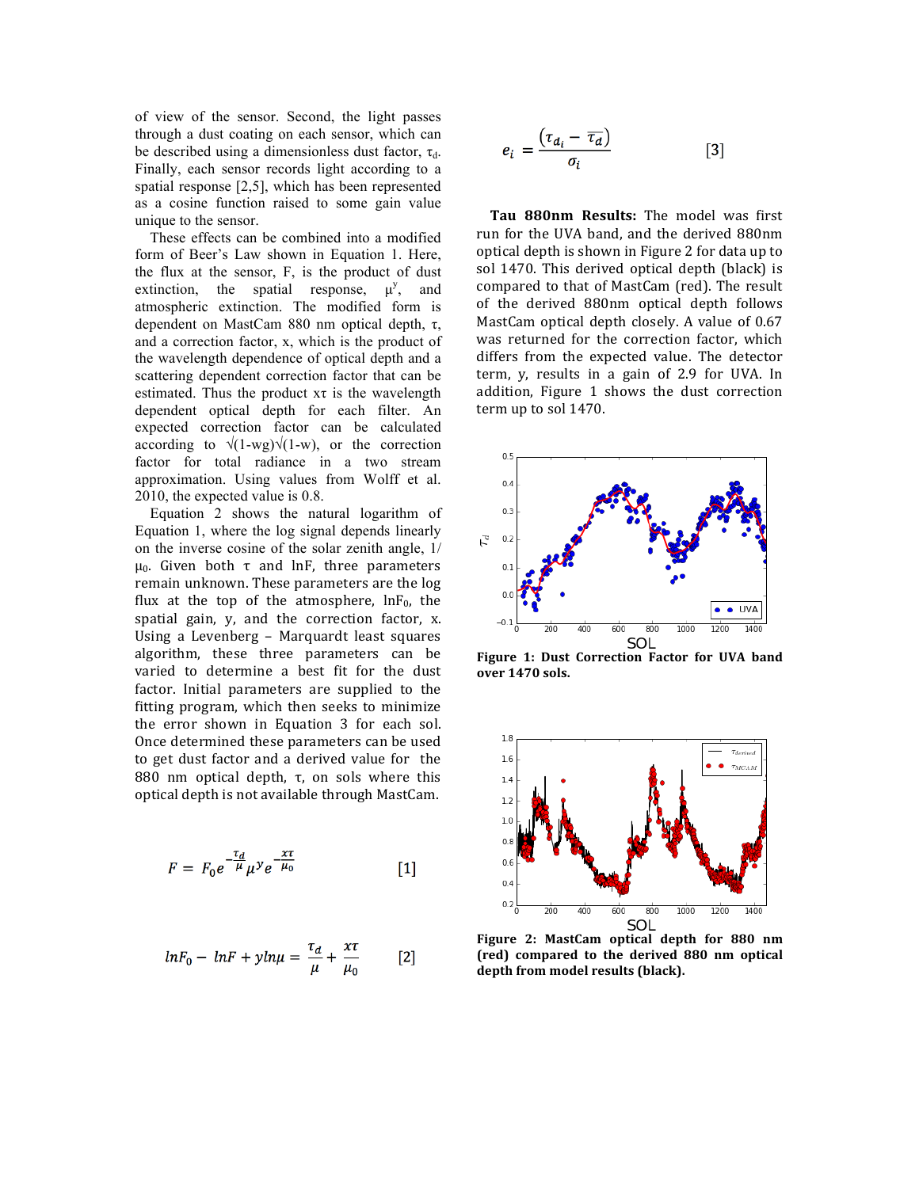of view of the sensor. Second, the light passes through a dust coating on each sensor, which can be described using a dimensionless dust factor, $\tau_d$. Finally, each sensor records light according to a spatial response [2,5], which has been represented as a cosine function raised to some gain value unique to the sensor.

These effects can be combined into a modified form of Beer's Law shown in Equation 1. Here, the flux at the sensor, F, is the product of dust extinction, the spatial response, $\mu^y$, and atmospheric extinction. The modified form is dependent on MastCam 880 nm optical depth, $\tau$, and a correction factor, x, which is the product of the wavelength dependence of optical depth and a scattering dependent correction factor that can be estimated. Thus the product $x\tau$ is the wavelength dependent optical depth for each filter. An expected correction factor can be calculated according to $\sqrt{(1-wg)}\sqrt{(1-w)}$, or the correction factor for total radiance in a two stream approximation. Using values from Wolff et al. 2010, the expected value is 0.8.

Equation 2 shows the natural logarithm of Equation 1, where the log signal depends linearly on the inverse cosine of the solar zenith angle, $1/\mu_0$. Given both $\tau$ and lnF, three parameters remain unknown. These parameters are the log flux at the top of the atmosphere, $\ln F_0$, the spatial gain, y, and the correction factor, x. Using a Levenberg – Marquardt least squares algorithm, these three parameters can be varied to determine a best fit for the dust factor. Initial parameters are supplied to the fitting program, which then seeks to minimize the error shown in Equation 3 for each sol. Once determined these parameters can be used to get dust factor and a derived value for the 880 nm optical depth, $\tau$, on sols where this optical depth is not available through MastCam.

$$F = F_0 e^{-\frac{\tau_d}{\mu}} \mu^y e^{-\frac{x\tau}{\mu_0}} \qquad [1]$$

$$\ln F_0 - \ln F + y \ln \mu = \frac{\tau_d}{\mu} + \frac{x\tau}{\mu_0} \qquad [2]$$

$$e_i = \frac{(\tau_{d_i} - \overline{\tau_d})}{\sigma_i} \qquad [3]$$

**Tau 880nm Results:** The model was first run for the UVA band, and the derived 880nm optical depth is shown in Figure 2 for data up to sol 1470. This derived optical depth (black) is compared to that of MastCam (red). The result of the derived 880nm optical depth follows MastCam optical depth closely. A value of 0.67 was returned for the correction factor, which differs from the expected value. The detector term, y, results in a gain of 2.9 for UVA. In addition, Figure 1 shows the dust correction term up to sol 1470.

**Figure 1: Dust Correction Factor for UVA band over 1470 sols.**

**Figure 2: MastCam optical depth for 880 nm (red) compared to the derived 880 nm optical depth from model results (black).**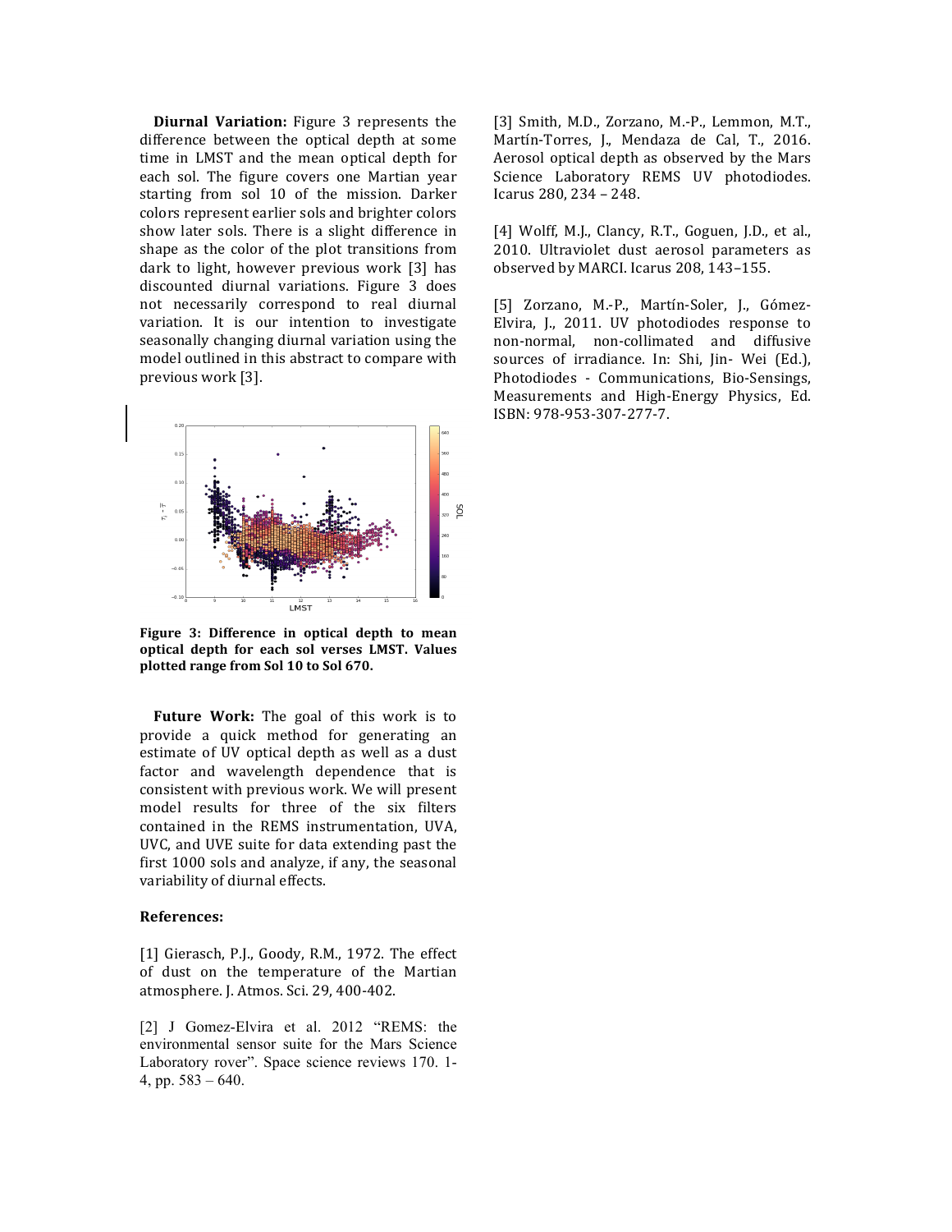**Diurnal Variation:** Figure 3 represents the difference between the optical depth at some time in LMST and the mean optical depth for each sol. The figure covers one Martian year starting from sol 10 of the mission. Darker colors represent earlier sols and brighter colors show later sols. There is a slight difference in shape as the color of the plot transitions from dark to light, however previous work [3] has discounted diurnal variations. Figure 3 does not necessarily correspond to real diurnal variation. It is our intention to investigate seasonally changing diurnal variation using the model outlined in this abstract to compare with previous work [3].

$\tau_i - \bar{\tau}$

0.20
0.15
0.10
0.05
0.00
−0.05
−0.10

LMST

8
9
10
11
12
13
14
15
16

SOL

0
80
160
240
320
400
480
560
640

**Figure 3: Difference in optical depth to mean optical depth for each sol verses LMST. Values plotted range from Sol 10 to Sol 670.**

**Future Work:** The goal of this work is to provide a quick method for generating an estimate of UV optical depth as well as a dust factor and wavelength dependence that is consistent with previous work. We will present model results for three of the six filters contained in the REMS instrumentation, UVA, UVC, and UVE suite for data extending past the first 1000 sols and analyze, if any, the seasonal variability of diurnal effects.

### References:

[1] Gierasch, P.J., Goody, R.M., 1972. The effect of dust on the temperature of the Martian atmosphere. J. Atmos. Sci. 29, 400-402.

[2] J Gomez-Elvira et al. 2012 "REMS: the environmental sensor suite for the Mars Science Laboratory rover". Space science reviews 170. 1-4, pp. 583 – 640.

[3] Smith, M.D., Zorzano, M.-P., Lemmon, M.T., Martín-Torres, J., Mendaza de Cal, T., 2016. Aerosol optical depth as observed by the Mars Science Laboratory REMS UV photodiodes. Icarus 280, 234 – 248.

[4] Wolff, M.J., Clancy, R.T., Goguen, J.D., et al., 2010. Ultraviolet dust aerosol parameters as observed by MARCI. Icarus 208, 143–155.

[5] Zorzano, M.-P., Martín-Soler, J., Gómez-Elvira, J., 2011. UV photodiodes response to non-normal, non-collimated and diffusive sources of irradiance. In: Shi, Jin- Wei (Ed.), Photodiodes - Communications, Bio-Sensings, Measurements and High-Energy Physics, Ed. ISBN: 978-953-307-277-7.